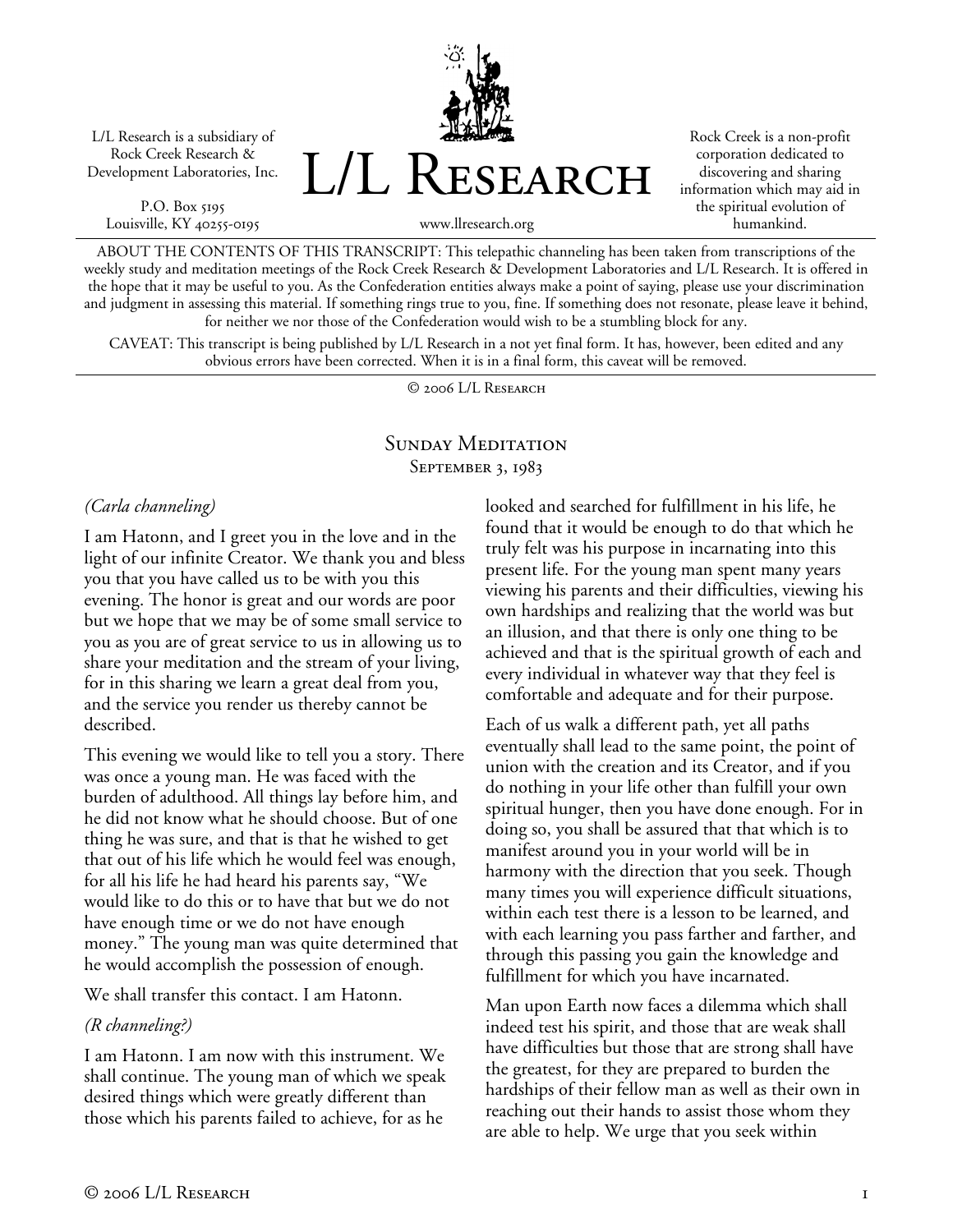L/L Research is a subsidiary of Rock Creek Research & Development Laboratories, Inc.

P.O. Box 5195
Louisville, KY 40255-0195

# L/L Research

www.llresearch.org

Rock Creek is a non-profit corporation dedicated to discovering and sharing information which may aid in the spiritual evolution of humankind.

ABOUT THE CONTENTS OF THIS TRANSCRIPT: This telepathic channeling has been taken from transcriptions of the weekly study and meditation meetings of the Rock Creek Research & Development Laboratories and L/L Research. It is offered in the hope that it may be useful to you. As the Confederation entities always make a point of saying, please use your discrimination and judgment in assessing this material. If something rings true to you, fine. If something does not resonate, please leave it behind, for neither we nor those of the Confederation would wish to be a stumbling block for any.

CAVEAT: This transcript is being published by L/L Research in a not yet final form. It has, however, been edited and any obvious errors have been corrected. When it is in a final form, this caveat will be removed.

© 2006 L/L Research

## Sunday Meditation
### September 3, 1983

*(Carla channeling)*

I am Hatonn, and I greet you in the love and in the light of our infinite Creator. We thank you and bless you that you have called us to be with you this evening. The honor is great and our words are poor but we hope that we may be of some small service to you as you are of great service to us in allowing us to share your meditation and the stream of your living, for in this sharing we learn a great deal from you, and the service you render us thereby cannot be described.

This evening we would like to tell you a story. There was once a young man. He was faced with the burden of adulthood. All things lay before him, and he did not know what he should choose. But of one thing he was sure, and that is that he wished to get that out of his life which he would feel was enough, for all his life he had heard his parents say, "We would like to do this or to have that but we do not have enough time or we do not have enough money." The young man was quite determined that he would accomplish the possession of enough.

We shall transfer this contact. I am Hatonn.

*(R channeling?)*

I am Hatonn. I am now with this instrument. We shall continue. The young man of which we speak desired things which were greatly different than those which his parents failed to achieve, for as he looked and searched for fulfillment in his life, he found that it would be enough to do that which he truly felt was his purpose in incarnating into this present life. For the young man spent many years viewing his parents and their difficulties, viewing his own hardships and realizing that the world was but an illusion, and that there is only one thing to be achieved and that is the spiritual growth of each and every individual in whatever way that they feel is comfortable and adequate and for their purpose.

Each of us walk a different path, yet all paths eventually shall lead to the same point, the point of union with the creation and its Creator, and if you do nothing in your life other than fulfill your own spiritual hunger, then you have done enough. For in doing so, you shall be assured that that which is to manifest around you in your world will be in harmony with the direction that you seek. Though many times you will experience difficult situations, within each test there is a lesson to be learned, and with each learning you pass farther and farther, and through this passing you gain the knowledge and fulfillment for which you have incarnated.

Man upon Earth now faces a dilemma which shall indeed test his spirit, and those that are weak shall have difficulties but those that are strong shall have the greatest, for they are prepared to burden the hardships of their fellow man as well as their own in reaching out their hands to assist those whom they are able to help. We urge that you seek within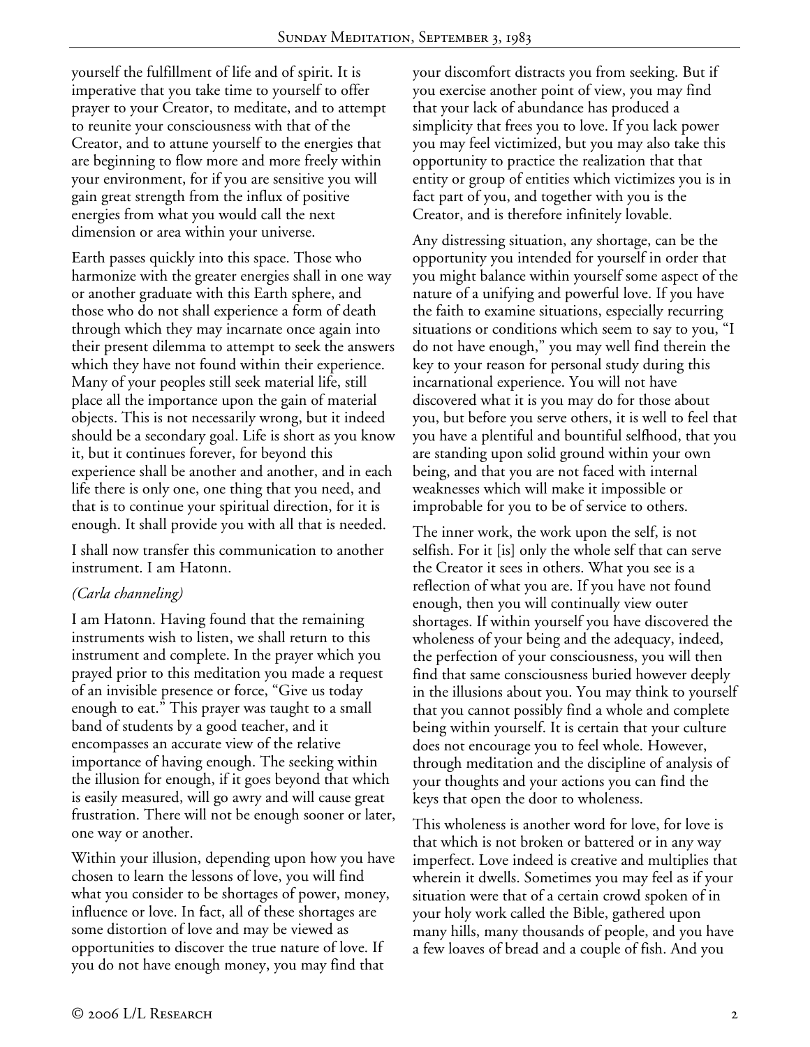yourself the fulfillment of life and of spirit. It is imperative that you take time to yourself to offer prayer to your Creator, to meditate, and to attempt to reunite your consciousness with that of the Creator, and to attune yourself to the energies that are beginning to flow more and more freely within your environment, for if you are sensitive you will gain great strength from the influx of positive energies from what you would call the next dimension or area within your universe.

Earth passes quickly into this space. Those who harmonize with the greater energies shall in one way or another graduate with this Earth sphere, and those who do not shall experience a form of death through which they may incarnate once again into their present dilemma to attempt to seek the answers which they have not found within their experience. Many of your peoples still seek material life, still place all the importance upon the gain of material objects. This is not necessarily wrong, but it indeed should be a secondary goal. Life is short as you know it, but it continues forever, for beyond this experience shall be another and another, and in each life there is only one, one thing that you need, and that is to continue your spiritual direction, for it is enough. It shall provide you with all that is needed.

I shall now transfer this communication to another instrument. I am Hatonn.

*(Carla channeling)*

I am Hatonn. Having found that the remaining instruments wish to listen, we shall return to this instrument and complete. In the prayer which you prayed prior to this meditation you made a request of an invisible presence or force, "Give us today enough to eat." This prayer was taught to a small band of students by a good teacher, and it encompasses an accurate view of the relative importance of having enough. The seeking within the illusion for enough, if it goes beyond that which is easily measured, will go awry and will cause great frustration. There will not be enough sooner or later, one way or another.

Within your illusion, depending upon how you have chosen to learn the lessons of love, you will find what you consider to be shortages of power, money, influence or love. In fact, all of these shortages are some distortion of love and may be viewed as opportunities to discover the true nature of love. If you do not have enough money, you may find that your discomfort distracts you from seeking. But if you exercise another point of view, you may find that your lack of abundance has produced a simplicity that frees you to love. If you lack power you may feel victimized, but you may also take this opportunity to practice the realization that that entity or group of entities which victimizes you is in fact part of you, and together with you is the Creator, and is therefore infinitely lovable.

Any distressing situation, any shortage, can be the opportunity you intended for yourself in order that you might balance within yourself some aspect of the nature of a unifying and powerful love. If you have the faith to examine situations, especially recurring situations or conditions which seem to say to you, "I do not have enough," you may well find therein the key to your reason for personal study during this incarnational experience. You will not have discovered what it is you may do for those about you, but before you serve others, it is well to feel that you have a plentiful and bountiful selfhood, that you are standing upon solid ground within your own being, and that you are not faced with internal weaknesses which will make it impossible or improbable for you to be of service to others.

The inner work, the work upon the self, is not selfish. For it [is] only the whole self that can serve the Creator it sees in others. What you see is a reflection of what you are. If you have not found enough, then you will continually view outer shortages. If within yourself you have discovered the wholeness of your being and the adequacy, indeed, the perfection of your consciousness, you will then find that same consciousness buried however deeply in the illusions about you. You may think to yourself that you cannot possibly find a whole and complete being within yourself. It is certain that your culture does not encourage you to feel whole. However, through meditation and the discipline of analysis of your thoughts and your actions you can find the keys that open the door to wholeness.

This wholeness is another word for love, for love is that which is not broken or battered or in any way imperfect. Love indeed is creative and multiplies that wherein it dwells. Sometimes you may feel as if your situation were that of a certain crowd spoken of in your holy work called the Bible, gathered upon many hills, many thousands of people, and you have a few loaves of bread and a couple of fish. And you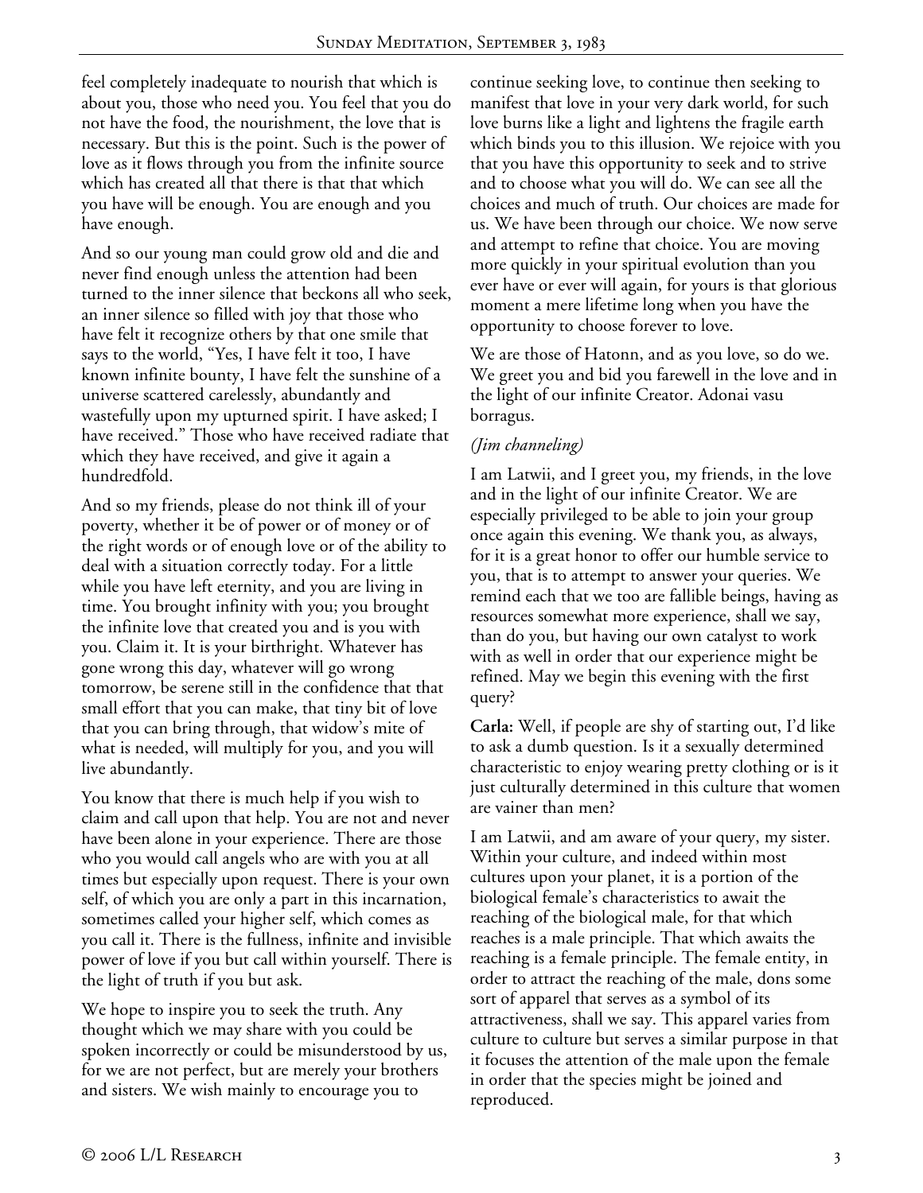feel completely inadequate to nourish that which is about you, those who need you. You feel that you do not have the food, the nourishment, the love that is necessary. But this is the point. Such is the power of love as it flows through you from the infinite source which has created all that there is that that which you have will be enough. You are enough and you have enough.

And so our young man could grow old and die and never find enough unless the attention had been turned to the inner silence that beckons all who seek, an inner silence so filled with joy that those who have felt it recognize others by that one smile that says to the world, "Yes, I have felt it too, I have known infinite bounty, I have felt the sunshine of a universe scattered carelessly, abundantly and wastefully upon my upturned spirit. I have asked; I have received." Those who have received radiate that which they have received, and give it again a hundredfold.

And so my friends, please do not think ill of your poverty, whether it be of power or of money or of the right words or of enough love or of the ability to deal with a situation correctly today. For a little while you have left eternity, and you are living in time. You brought infinity with you; you brought the infinite love that created you and is you with you. Claim it. It is your birthright. Whatever has gone wrong this day, whatever will go wrong tomorrow, be serene still in the confidence that that small effort that you can make, that tiny bit of love that you can bring through, that widow's mite of what is needed, will multiply for you, and you will live abundantly.

You know that there is much help if you wish to claim and call upon that help. You are not and never have been alone in your experience. There are those who you would call angels who are with you at all times but especially upon request. There is your own self, of which you are only a part in this incarnation, sometimes called your higher self, which comes as you call it. There is the fullness, infinite and invisible power of love if you but call within yourself. There is the light of truth if you but ask.

We hope to inspire you to seek the truth. Any thought which we may share with you could be spoken incorrectly or could be misunderstood by us, for we are not perfect, but are merely your brothers and sisters. We wish mainly to encourage you to continue seeking love, to continue then seeking to manifest that love in your very dark world, for such love burns like a light and lightens the fragile earth which binds you to this illusion. We rejoice with you that you have this opportunity to seek and to strive and to choose what you will do. We can see all the choices and much of truth. Our choices are made for us. We have been through our choice. We now serve and attempt to refine that choice. You are moving more quickly in your spiritual evolution than you ever have or ever will again, for yours is that glorious moment a mere lifetime long when you have the opportunity to choose forever to love.

We are those of Hatonn, and as you love, so do we. We greet you and bid you farewell in the love and in the light of our infinite Creator. Adonai vasu borragus.

*(Jim channeling)*

I am Latwii, and I greet you, my friends, in the love and in the light of our infinite Creator. We are especially privileged to be able to join your group once again this evening. We thank you, as always, for it is a great honor to offer our humble service to you, that is to attempt to answer your queries. We remind each that we too are fallible beings, having as resources somewhat more experience, shall we say, than do you, but having our own catalyst to work with as well in order that our experience might be refined. May we begin this evening with the first query?

**Carla:** Well, if people are shy of starting out, I'd like to ask a dumb question. Is it a sexually determined characteristic to enjoy wearing pretty clothing or is it just culturally determined in this culture that women are vainer than men?

I am Latwii, and am aware of your query, my sister. Within your culture, and indeed within most cultures upon your planet, it is a portion of the biological female's characteristics to await the reaching of the biological male, for that which reaches is a male principle. That which awaits the reaching is a female principle. The female entity, in order to attract the reaching of the male, dons some sort of apparel that serves as a symbol of its attractiveness, shall we say. This apparel varies from culture to culture but serves a similar purpose in that it focuses the attention of the male upon the female in order that the species might be joined and reproduced.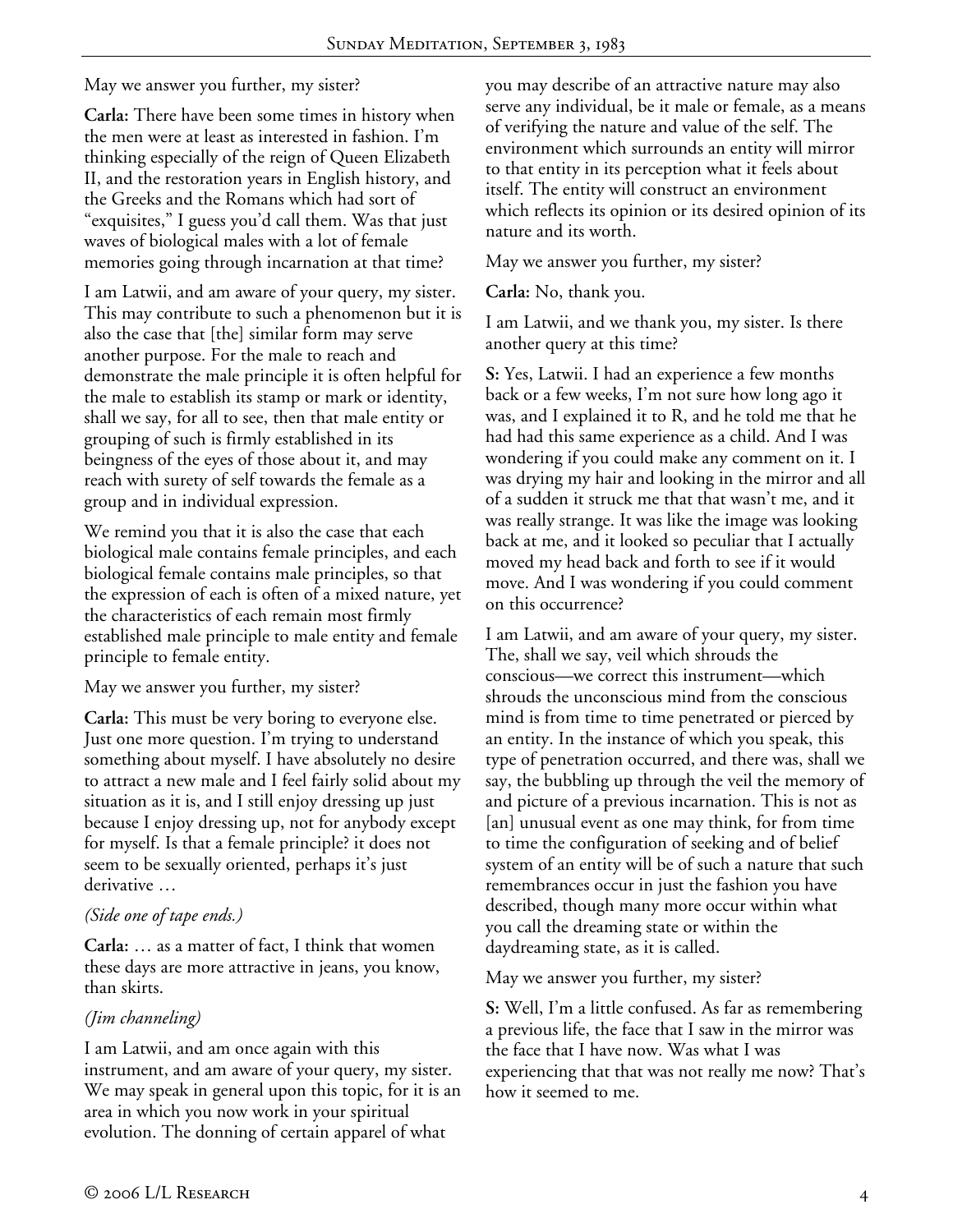May we answer you further, my sister?

**Carla:** There have been some times in history when the men were at least as interested in fashion. I'm thinking especially of the reign of Queen Elizabeth II, and the restoration years in English history, and the Greeks and the Romans which had sort of "exquisites," I guess you'd call them. Was that just waves of biological males with a lot of female memories going through incarnation at that time?

I am Latwii, and am aware of your query, my sister. This may contribute to such a phenomenon but it is also the case that [the] similar form may serve another purpose. For the male to reach and demonstrate the male principle it is often helpful for the male to establish its stamp or mark or identity, shall we say, for all to see, then that male entity or grouping of such is firmly established in its beingness of the eyes of those about it, and may reach with surety of self towards the female as a group and in individual expression.

We remind you that it is also the case that each biological male contains female principles, and each biological female contains male principles, so that the expression of each is often of a mixed nature, yet the characteristics of each remain most firmly established male principle to male entity and female principle to female entity.

May we answer you further, my sister?

**Carla:** This must be very boring to everyone else. Just one more question. I'm trying to understand something about myself. I have absolutely no desire to attract a new male and I feel fairly solid about my situation as it is, and I still enjoy dressing up just because I enjoy dressing up, not for anybody except for myself. Is that a female principle? it does not seem to be sexually oriented, perhaps it's just derivative …

*(Side one of tape ends.)*

**Carla:** … as a matter of fact, I think that women these days are more attractive in jeans, you know, than skirts.

*(Jim channeling)*

I am Latwii, and am once again with this instrument, and am aware of your query, my sister. We may speak in general upon this topic, for it is an area in which you now work in your spiritual evolution. The donning of certain apparel of what you may describe of an attractive nature may also serve any individual, be it male or female, as a means of verifying the nature and value of the self. The environment which surrounds an entity will mirror to that entity in its perception what it feels about itself. The entity will construct an environment which reflects its opinion or its desired opinion of its nature and its worth.

May we answer you further, my sister?

**Carla:** No, thank you.

I am Latwii, and we thank you, my sister. Is there another query at this time?

**S:** Yes, Latwii. I had an experience a few months back or a few weeks, I'm not sure how long ago it was, and I explained it to R, and he told me that he had had this same experience as a child. And I was wondering if you could make any comment on it. I was drying my hair and looking in the mirror and all of a sudden it struck me that that wasn't me, and it was really strange. It was like the image was looking back at me, and it looked so peculiar that I actually moved my head back and forth to see if it would move. And I was wondering if you could comment on this occurrence?

I am Latwii, and am aware of your query, my sister. The, shall we say, veil which shrouds the conscious—we correct this instrument—which shrouds the unconscious mind from the conscious mind is from time to time penetrated or pierced by an entity. In the instance of which you speak, this type of penetration occurred, and there was, shall we say, the bubbling up through the veil the memory of and picture of a previous incarnation. This is not as [an] unusual event as one may think, for from time to time the configuration of seeking and of belief system of an entity will be of such a nature that such remembrances occur in just the fashion you have described, though many more occur within what you call the dreaming state or within the daydreaming state, as it is called.

May we answer you further, my sister?

**S:** Well, I'm a little confused. As far as remembering a previous life, the face that I saw in the mirror was the face that I have now. Was what I was experiencing that that was not really me now? That's how it seemed to me.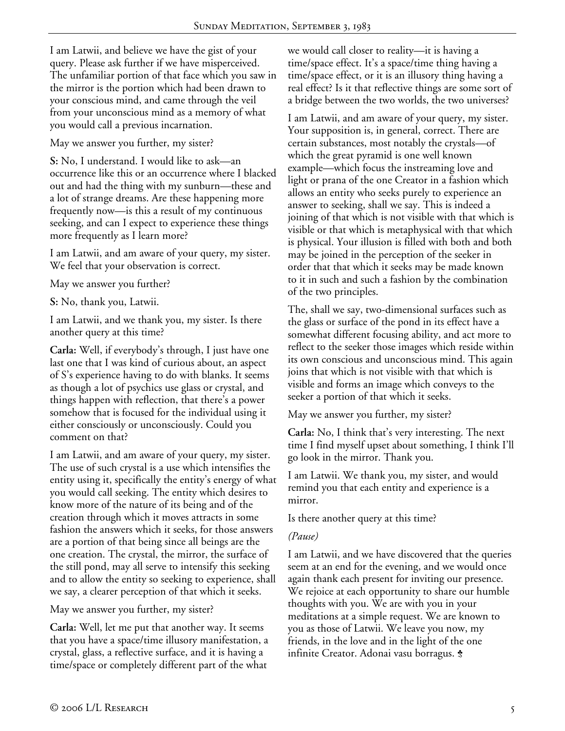I am Latwii, and believe we have the gist of your query. Please ask further if we have misperceived. The unfamiliar portion of that face which you saw in the mirror is the portion which had been drawn to your conscious mind, and came through the veil from your unconscious mind as a memory of what you would call a previous incarnation.

May we answer you further, my sister?

**S:** No, I understand. I would like to ask—an occurrence like this or an occurrence where I blacked out and had the thing with my sunburn—these and a lot of strange dreams. Are these happening more frequently now—is this a result of my continuous seeking, and can I expect to experience these things more frequently as I learn more?

I am Latwii, and am aware of your query, my sister. We feel that your observation is correct.

May we answer you further?

**S:** No, thank you, Latwii.

I am Latwii, and we thank you, my sister. Is there another query at this time?

**Carla:** Well, if everybody's through, I just have one last one that I was kind of curious about, an aspect of S's experience having to do with blanks. It seems as though a lot of psychics use glass or crystal, and things happen with reflection, that there's a power somehow that is focused for the individual using it either consciously or unconsciously. Could you comment on that?

I am Latwii, and am aware of your query, my sister. The use of such crystal is a use which intensifies the entity using it, specifically the entity's energy of what you would call seeking. The entity which desires to know more of the nature of its being and of the creation through which it moves attracts in some fashion the answers which it seeks, for those answers are a portion of that being since all beings are the one creation. The crystal, the mirror, the surface of the still pond, may all serve to intensify this seeking and to allow the entity so seeking to experience, shall we say, a clearer perception of that which it seeks.

May we answer you further, my sister?

**Carla:** Well, let me put that another way. It seems that you have a space/time illusory manifestation, a crystal, glass, a reflective surface, and it is having a time/space or completely different part of the what we would call closer to reality—it is having a time/space effect. It's a space/time thing having a time/space effect, or it is an illusory thing having a real effect? Is it that reflective things are some sort of a bridge between the two worlds, the two universes?

I am Latwii, and am aware of your query, my sister. Your supposition is, in general, correct. There are certain substances, most notably the crystals—of which the great pyramid is one well known example—which focus the instreaming love and light or prana of the one Creator in a fashion which allows an entity who seeks purely to experience an answer to seeking, shall we say. This is indeed a joining of that which is not visible with that which is visible or that which is metaphysical with that which is physical. Your illusion is filled with both and both may be joined in the perception of the seeker in order that that which it seeks may be made known to it in such and such a fashion by the combination of the two principles.

The, shall we say, two-dimensional surfaces such as the glass or surface of the pond in its effect have a somewhat different focusing ability, and act more to reflect to the seeker those images which reside within its own conscious and unconscious mind. This again joins that which is not visible with that which is visible and forms an image which conveys to the seeker a portion of that which it seeks.

May we answer you further, my sister?

**Carla:** No, I think that's very interesting. The next time I find myself upset about something, I think I'll go look in the mirror. Thank you.

I am Latwii. We thank you, my sister, and would remind you that each entity and experience is a mirror.

Is there another query at this time?

*(Pause)*

I am Latwii, and we have discovered that the queries seem at an end for the evening, and we would once again thank each present for inviting our presence. We rejoice at each opportunity to share our humble thoughts with you. We are with you in your meditations at a simple request. We are known to you as those of Latwii. We leave you now, my friends, in the love and in the light of the one infinite Creator. Adonai vasu borragus. ♆